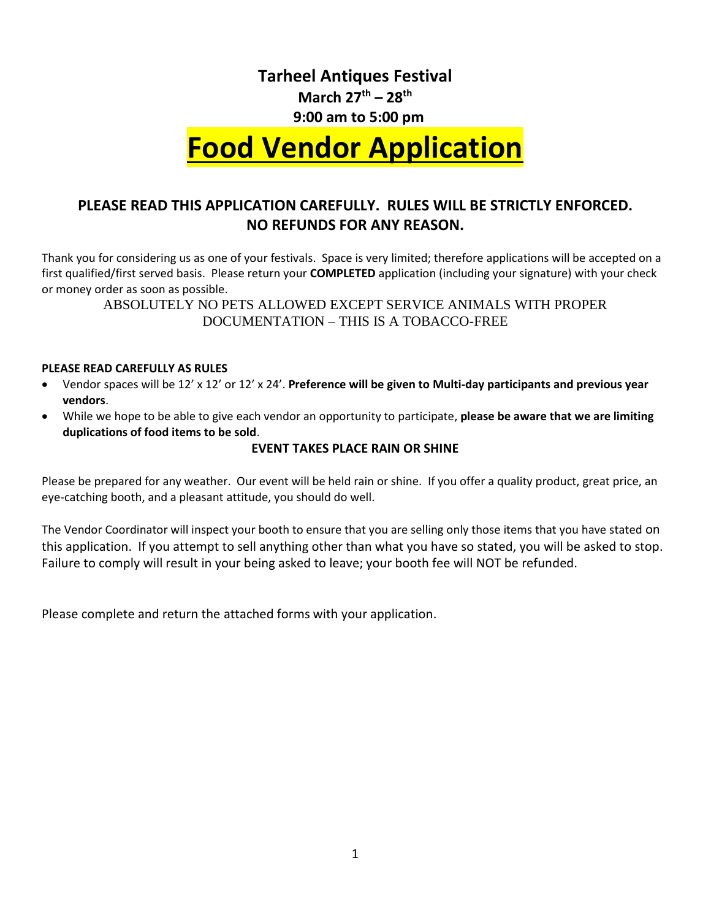# Tarheel Antiques Festival

**March 27th – 28th**

**9:00 am to 5:00 pm**

# Food Vendor Application

## PLEASE READ THIS APPLICATION CAREFULLY. RULES WILL BE STRICTLY ENFORCED. NO REFUNDS FOR ANY REASON.

Thank you for considering us as one of your festivals. Space is very limited; therefore applications will be accepted on a first qualified/first served basis. Please return your **COMPLETED** application (including your signature) with your check or money order as soon as possible.

ABSOLUTELY NO PETS ALLOWED EXCEPT SERVICE ANIMALS WITH PROPER DOCUMENTATION – THIS IS A TOBACCO-FREE

**PLEASE READ CAREFULLY AS RULES**

- Vendor spaces will be 12' x 12' or 12' x 24'. **Preference will be given to Multi-day participants and previous year vendors**.
- While we hope to be able to give each vendor an opportunity to participate, **please be aware that we are limiting duplications of food items to be sold**.

**EVENT TAKES PLACE RAIN OR SHINE**

Please be prepared for any weather. Our event will be held rain or shine. If you offer a quality product, great price, an eye-catching booth, and a pleasant attitude, you should do well.

The Vendor Coordinator will inspect your booth to ensure that you are selling only those items that you have stated on this application. If you attempt to sell anything other than what you have so stated, you will be asked to stop. Failure to comply will result in your being asked to leave; your booth fee will NOT be refunded.

Please complete and return the attached forms with your application.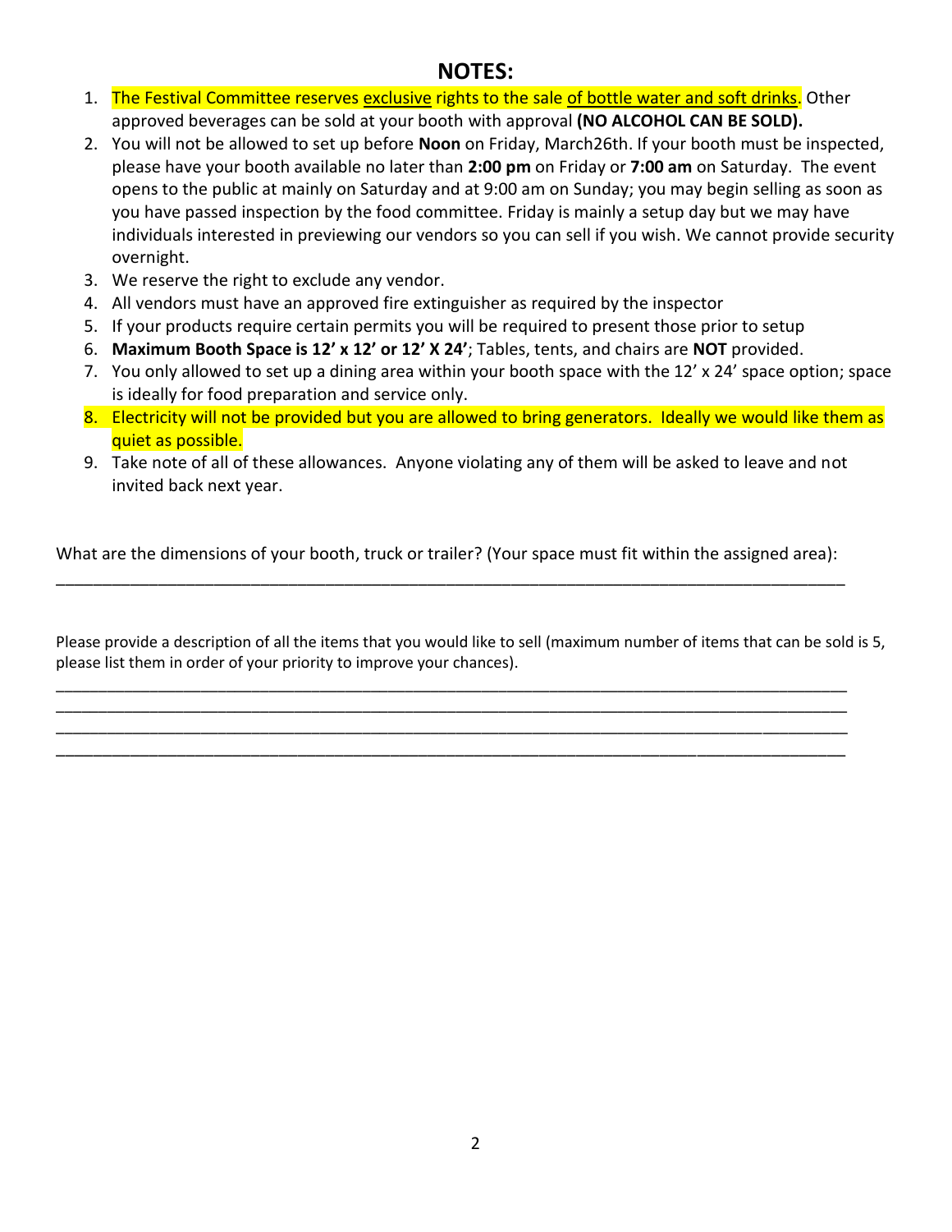## NOTES:

1. The Festival Committee reserves exclusive rights to the sale of bottle water and soft drinks. Other approved beverages can be sold at your booth with approval **(NO ALCOHOL CAN BE SOLD).**
2. You will not be allowed to set up before **Noon** on Friday, March26th. If your booth must be inspected, please have your booth available no later than **2:00 pm** on Friday or **7:00 am** on Saturday. The event opens to the public at mainly on Saturday and at 9:00 am on Sunday; you may begin selling as soon as you have passed inspection by the food committee. Friday is mainly a setup day but we may have individuals interested in previewing our vendors so you can sell if you wish. We cannot provide security overnight.
3. We reserve the right to exclude any vendor.
4. All vendors must have an approved fire extinguisher as required by the inspector
5. If your products require certain permits you will be required to present those prior to setup
6. **Maximum Booth Space is 12' x 12' or 12' X 24'**; Tables, tents, and chairs are **NOT** provided.
7. You only allowed to set up a dining area within your booth space with the 12' x 24' space option; space is ideally for food preparation and service only.
8. Electricity will not be provided but you are allowed to bring generators. Ideally we would like them as quiet as possible.
9. Take note of all of these allowances. Anyone violating any of them will be asked to leave and not invited back next year.

What are the dimensions of your booth, truck or trailer? (Your space must fit within the assigned area):

_______________________________________________________________________________________

Please provide a description of all the items that you would like to sell (maximum number of items that can be sold is 5, please list them in order of your priority to improve your chances).

_______________________________________________________________________________________
_______________________________________________________________________________________
_______________________________________________________________________________________
_______________________________________________________________________________________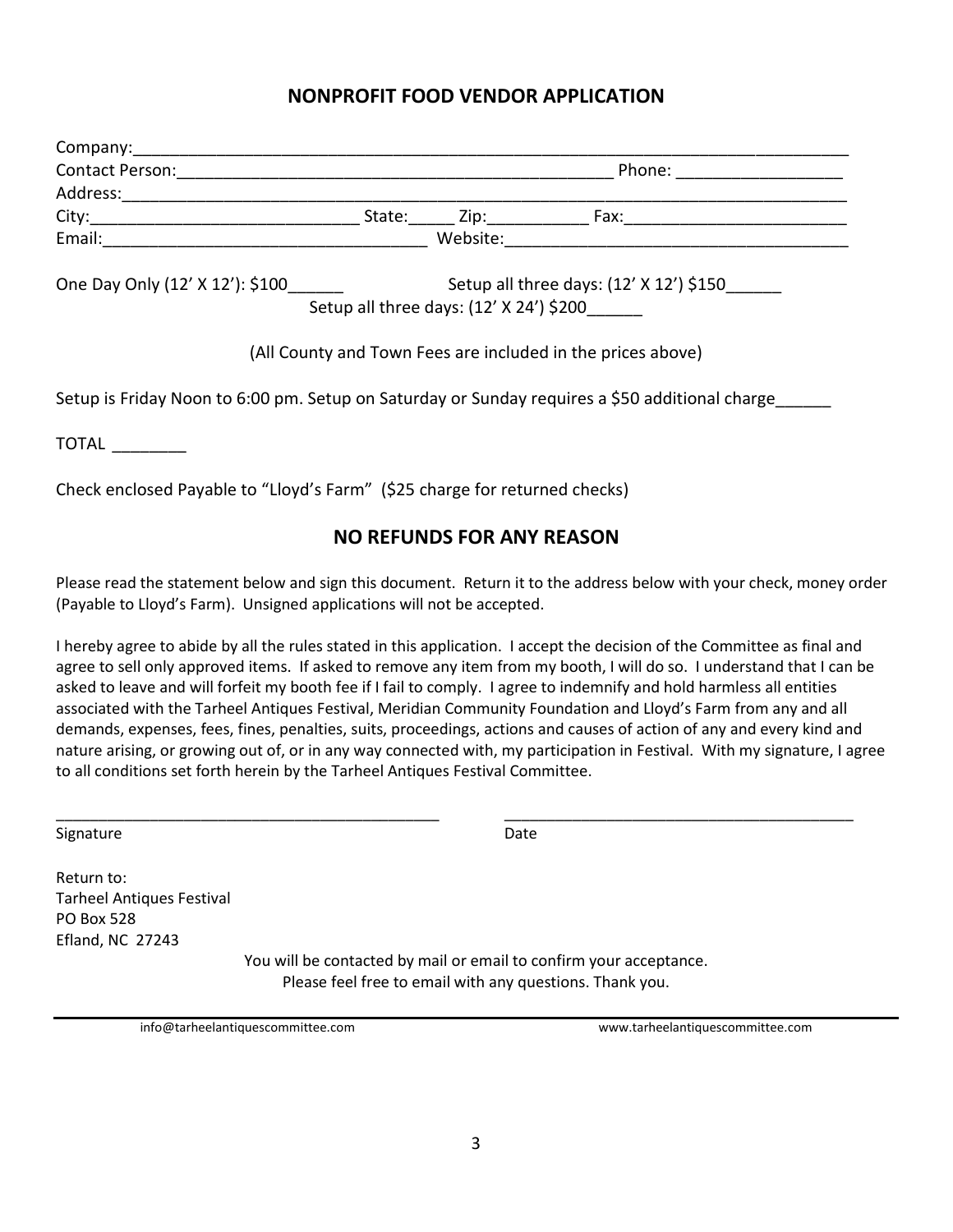# NONPROFIT FOOD VENDOR APPLICATION

Company:_______________________________________________________________________________

Contact Person:_______________________________________________ Phone: _________________

Address:_______________________________________________________________________________

City:____________________________ State:_____ Zip:___________ Fax:______________________

Email:___________________________________ Website:____________________________________

One Day Only (12' X 12'): $100______ Setup all three days: (12' X 12') $150______

Setup all three days: (12' X 24') $200______

(All County and Town Fees are included in the prices above)

Setup is Friday Noon to 6:00 pm. Setup on Saturday or Sunday requires a $50 additional charge______

TOTAL ________

Check enclosed Payable to "Lloyd's Farm" ($25 charge for returned checks)

## NO REFUNDS FOR ANY REASON

Please read the statement below and sign this document. Return it to the address below with your check, money order (Payable to Lloyd's Farm). Unsigned applications will not be accepted.

I hereby agree to abide by all the rules stated in this application. I accept the decision of the Committee as final and agree to sell only approved items. If asked to remove any item from my booth, I will do so. I understand that I can be asked to leave and will forfeit my booth fee if I fail to comply. I agree to indemnify and hold harmless all entities associated with the Tarheel Antiques Festival, Meridian Community Foundation and Lloyd's Farm from any and all demands, expenses, fees, fines, penalties, suits, proceedings, actions and causes of action of any and every kind and nature arising, or growing out of, or in any way connected with, my participation in Festival. With my signature, I agree to all conditions set forth herein by the Tarheel Antiques Festival Committee.

_____________________________________________ _________________________________________

Signature Date

Return to:
Tarheel Antiques Festival
PO Box 528
Efland, NC 27243

You will be contacted by mail or email to confirm your acceptance.
Please feel free to email with any questions. Thank you.

info@tarheelantiquescommittee.com www.tarheelantiquescommittee.com